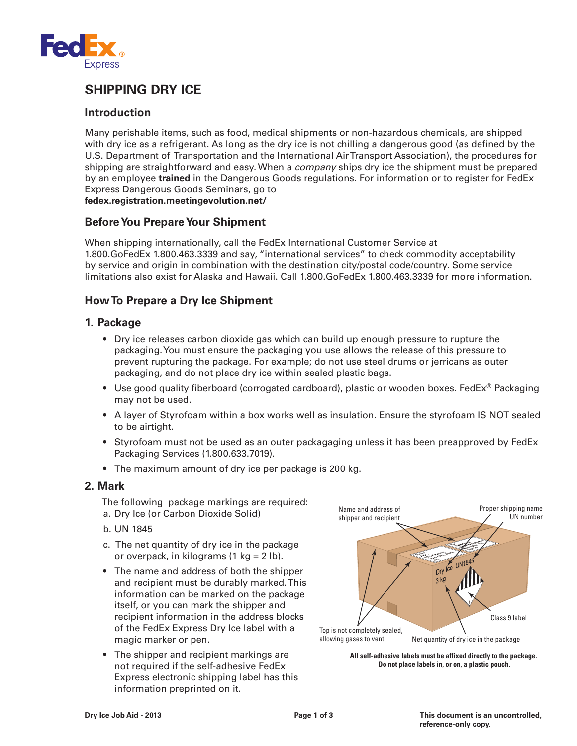# SHIPPING DRY ICE

## Introduction

Many perishable items, such as food, medical shipments or non-hazardous chemicals, are shipped with dry ice as a refrigerant. As long as the dry ice is not chilling a dangerous good (as defined by the U.S. Department of Transportation and the International Air Transport Association), the procedures for shipping are straightforward and easy. When a *company* ships dry ice the shipment must be prepared by an employee **trained** in the Dangerous Goods regulations. For information or to register for FedEx Express Dangerous Goods Seminars, go to
**fedex.registration.meetingevolution.net/**

## Before You Prepare Your Shipment

When shipping internationally, call the FedEx International Customer Service at 1.800.GoFedEx 1.800.463.3339 and say, "international services" to check commodity acceptability by service and origin in combination with the destination city/postal code/country. Some service limitations also exist for Alaska and Hawaii. Call 1.800.GoFedEx 1.800.463.3339 for more information.

## How To Prepare a Dry Ice Shipment

### 1. Package

- Dry ice releases carbon dioxide gas which can build up enough pressure to rupture the packaging. You must ensure the packaging you use allows the release of this pressure to prevent rupturing the package. For example; do not use steel drums or jerricans as outer packaging, and do not place dry ice within sealed plastic bags.
- Use good quality fiberboard (corrugated cardboard), plastic or wooden boxes. FedEx® Packaging may not be used.
- A layer of Styrofoam within a box works well as insulation. Ensure the styrofoam IS NOT sealed to be airtight.
- Styrofoam must not be used as an outer packagaging unless it has been preapproved by FedEx Packaging Services (1.800.633.7019).
- The maximum amount of dry ice per package is 200 kg.

### 2. Mark

The following package markings are required:

a. Dry Ice (or Carbon Dioxide Solid)

b. UN 1845

c. The net quantity of dry ice in the package or overpack, in kilograms (1 kg = 2 lb).

- The name and address of both the shipper and recipient must be durably marked. This information can be marked on the package itself, or you can mark the shipper and recipient information in the address blocks of the FedEx Express Dry Ice label with a magic marker or pen.
- The shipper and recipient markings are not required if the self-adhesive FedEx Express electronic shipping label has this information preprinted on it.

Name and address of shipper and recipient — Proper shipping name UN number — Class 9 label — Net quantity of dry ice in the package — Top is not completely sealed, allowing gases to vent

**All self-adhesive labels must be affixed directly to the package. Do not place labels in, or on, a plastic pouch.**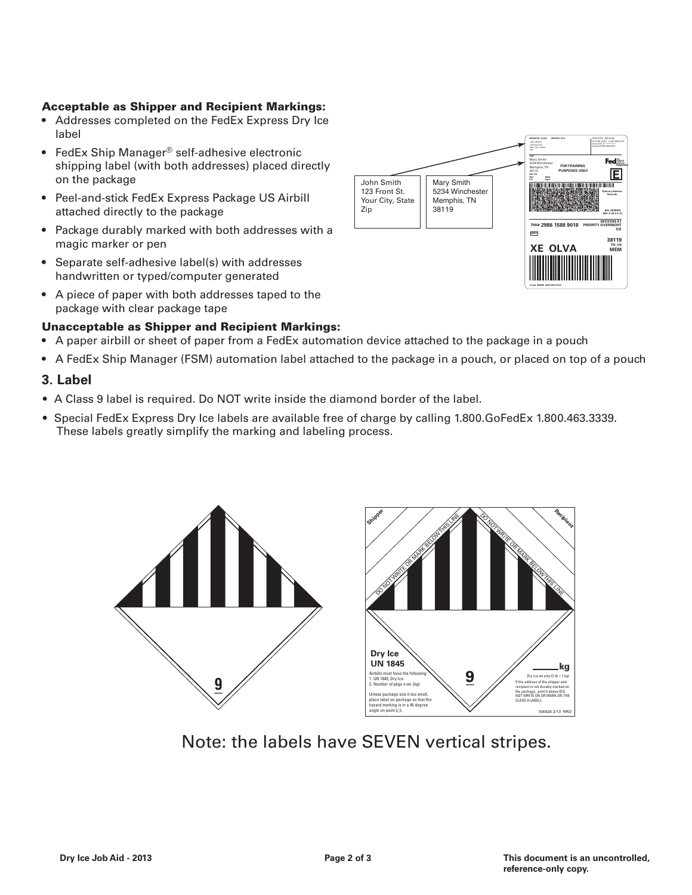### Acceptable as Shipper and Recipient Markings:

- Addresses completed on the FedEx Express Dry Ice label
- FedEx Ship Manager® self-adhesive electronic shipping label (with both addresses) placed directly on the package
- Peel-and-stick FedEx Express Package US Airbill attached directly to the package
- Package durably marked with both addresses with a magic marker or pen
- Separate self-adhesive label(s) with addresses handwritten or typed/computer generated
- A piece of paper with both addresses taped to the package with clear package tape

John Smith
123 Front St.
Your City, State
Zip

Mary Smith
5234 Winchester
Memphis, TN
38119

### Unacceptable as Shipper and Recipient Markings:

- A paper airbill or sheet of paper from a FedEx automation device attached to the package in a pouch
- A FedEx Ship Manager (FSM) automation label attached to the package in a pouch, or placed on top of a pouch

## 3. Label

- A Class 9 label is required. Do NOT write inside the diamond border of the label.
- Special FedEx Express Dry Ice labels are available free of charge by calling 1.800.GoFedEx 1.800.463.3339. These labels greatly simplify the marking and labeling process.

Note: the labels have SEVEN vertical stripes.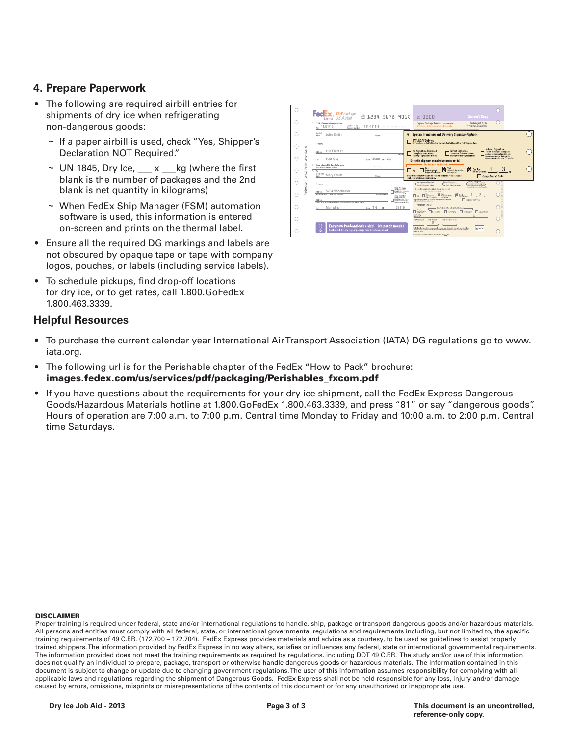## 4. Prepare Paperwork

- The following are required airbill entries for shipments of dry ice when refrigerating non-dangerous goods:
  - ~ If a paper airbill is used, check "Yes, Shipper's Declaration NOT Required."
  - ~ UN 1845, Dry Ice, ___ x ___kg (where the first blank is the number of packages and the 2nd blank is net quantity in kilograms)
  - ~ When FedEx Ship Manager (FSM) automation software is used, this information is entered on-screen and prints on the thermal label.
- Ensure all the required DG markings and labels are not obscured by opaque tape or tape with company logos, pouches, or labels (including service labels).
- To schedule pickups, find drop-off locations for dry ice, or to get rates, call 1.800.GoFedEx 1.800.463.3339.

## Helpful Resources

- To purchase the current calendar year International Air Transport Association (IATA) DG regulations go to www.iata.org.
- The following url is for the Perishable chapter of the FedEx "How to Pack" brochure: **images.fedex.com/us/services/pdf/packaging/Perishables_fxcom.pdf**
- If you have questions about the requirements for your dry ice shipment, call the FedEx Express Dangerous Goods/Hazardous Materials hotline at 1.800.GoFedEx 1.800.463.3339, and press "81" or say "dangerous goods". Hours of operation are 7:00 a.m. to 7:00 p.m. Central time Monday to Friday and 10:00 a.m. to 2:00 p.m. Central time Saturdays.

**DISCLAIMER**

Proper training is required under federal, state and/or international regulations to handle, ship, package or transport dangerous goods and/or hazardous materials. All persons and entities must comply with all federal, state, or international governmental regulations and requirements including, but not limited to, the specific training requirements of 49 C.F.R. (172.700 – 172.704). FedEx Express provides materials and advice as a courtesy, to be used as guidelines to assist properly trained shippers. The information provided by FedEx Express in no way alters, satisfies or influences any federal, state or international governmental requirements. The information provided does not meet the training requirements as required by regulations, including DOT 49 C.F.R. The study and/or use of this information does not qualify an individual to prepare, package, transport or otherwise handle dangerous goods or hazardous materials. The information contained in this document is subject to change or update due to changing government regulations. The user of this information assumes responsibility for complying with all applicable laws and regulations regarding the shipment of Dangerous Goods. FedEx Express shall not be held responsible for any loss, injury and/or damage caused by errors, omissions, misprints or misrepresentations of the contents of this document or for any unauthorized or inappropriate use.

**Dry Ice Job Aid - 2013**

**This document is an uncontrolled, reference-only copy.**